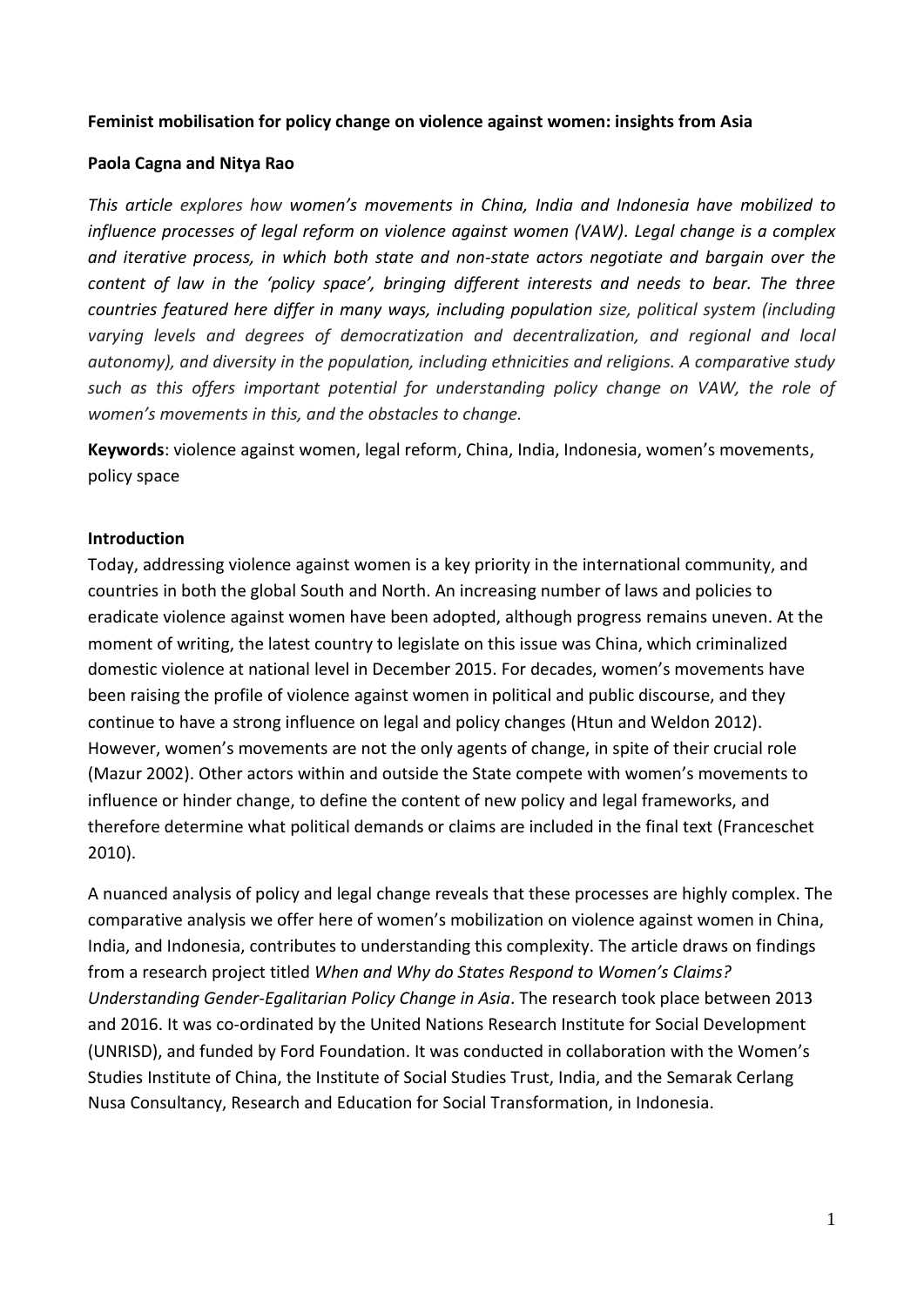**Feminist mobilisation for policy change on violence against women: insights from Asia**

**Paola Cagna and Nitya Rao**

*This article explores how women's movements in China, India and Indonesia have mobilized to influence processes of legal reform on violence against women (VAW). Legal change is a complex and iterative process, in which both state and non-state actors negotiate and bargain over the content of law in the 'policy space', bringing different interests and needs to bear. The three countries featured here differ in many ways, including population size, political system (including varying levels and degrees of democratization and decentralization, and regional and local autonomy), and diversity in the population, including ethnicities and religions. A comparative study such as this offers important potential for understanding policy change on VAW, the role of women's movements in this, and the obstacles to change.*

**Keywords**: violence against women, legal reform, China, India, Indonesia, women's movements, policy space

## Introduction

Today, addressing violence against women is a key priority in the international community, and countries in both the global South and North. An increasing number of laws and policies to eradicate violence against women have been adopted, although progress remains uneven. At the moment of writing, the latest country to legislate on this issue was China, which criminalized domestic violence at national level in December 2015. For decades, women's movements have been raising the profile of violence against women in political and public discourse, and they continue to have a strong influence on legal and policy changes (Htun and Weldon 2012). However, women's movements are not the only agents of change, in spite of their crucial role (Mazur 2002). Other actors within and outside the State compete with women's movements to influence or hinder change, to define the content of new policy and legal frameworks, and therefore determine what political demands or claims are included in the final text (Franceschet 2010).

A nuanced analysis of policy and legal change reveals that these processes are highly complex. The comparative analysis we offer here of women's mobilization on violence against women in China, India, and Indonesia, contributes to understanding this complexity. The article draws on findings from a research project titled *When and Why do States Respond to Women's Claims? Understanding Gender-Egalitarian Policy Change in Asia*. The research took place between 2013 and 2016. It was co-ordinated by the United Nations Research Institute for Social Development (UNRISD), and funded by Ford Foundation. It was conducted in collaboration with the Women's Studies Institute of China, the Institute of Social Studies Trust, India, and the Semarak Cerlang Nusa Consultancy, Research and Education for Social Transformation, in Indonesia.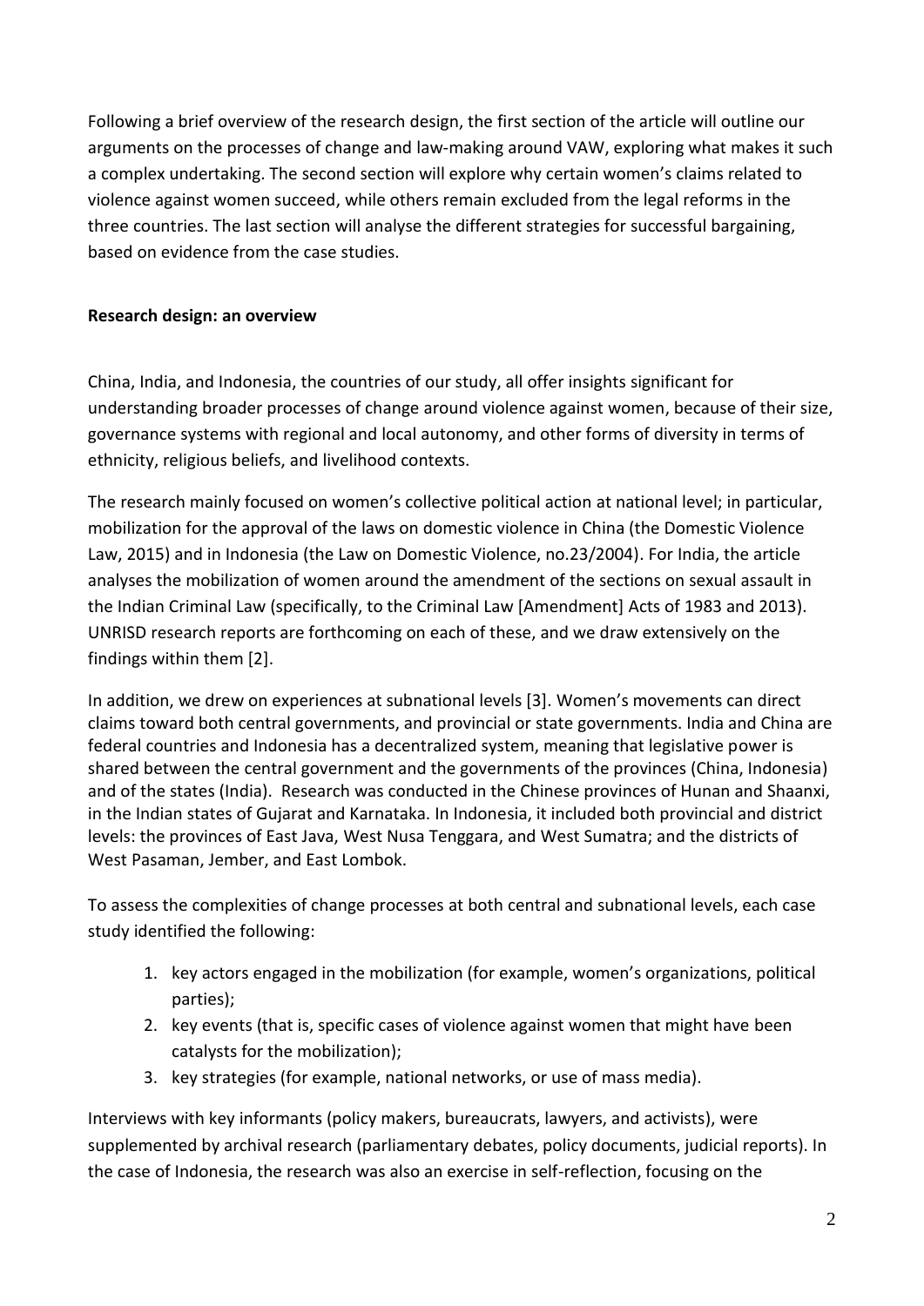Following a brief overview of the research design, the first section of the article will outline our arguments on the processes of change and law-making around VAW, exploring what makes it such a complex undertaking. The second section will explore why certain women's claims related to violence against women succeed, while others remain excluded from the legal reforms in the three countries. The last section will analyse the different strategies for successful bargaining, based on evidence from the case studies.

## Research design: an overview

China, India, and Indonesia, the countries of our study, all offer insights significant for understanding broader processes of change around violence against women, because of their size, governance systems with regional and local autonomy, and other forms of diversity in terms of ethnicity, religious beliefs, and livelihood contexts.

The research mainly focused on women's collective political action at national level; in particular, mobilization for the approval of the laws on domestic violence in China (the Domestic Violence Law, 2015) and in Indonesia (the Law on Domestic Violence, no.23/2004). For India, the article analyses the mobilization of women around the amendment of the sections on sexual assault in the Indian Criminal Law (specifically, to the Criminal Law [Amendment] Acts of 1983 and 2013). UNRISD research reports are forthcoming on each of these, and we draw extensively on the findings within them [2].

In addition, we drew on experiences at subnational levels [3]. Women's movements can direct claims toward both central governments, and provincial or state governments. India and China are federal countries and Indonesia has a decentralized system, meaning that legislative power is shared between the central government and the governments of the provinces (China, Indonesia) and of the states (India). Research was conducted in the Chinese provinces of Hunan and Shaanxi, in the Indian states of Gujarat and Karnataka. In Indonesia, it included both provincial and district levels: the provinces of East Java, West Nusa Tenggara, and West Sumatra; and the districts of West Pasaman, Jember, and East Lombok.

To assess the complexities of change processes at both central and subnational levels, each case study identified the following:

1. key actors engaged in the mobilization (for example, women's organizations, political parties);
2. key events (that is, specific cases of violence against women that might have been catalysts for the mobilization);
3. key strategies (for example, national networks, or use of mass media).

Interviews with key informants (policy makers, bureaucrats, lawyers, and activists), were supplemented by archival research (parliamentary debates, policy documents, judicial reports). In the case of Indonesia, the research was also an exercise in self-reflection, focusing on the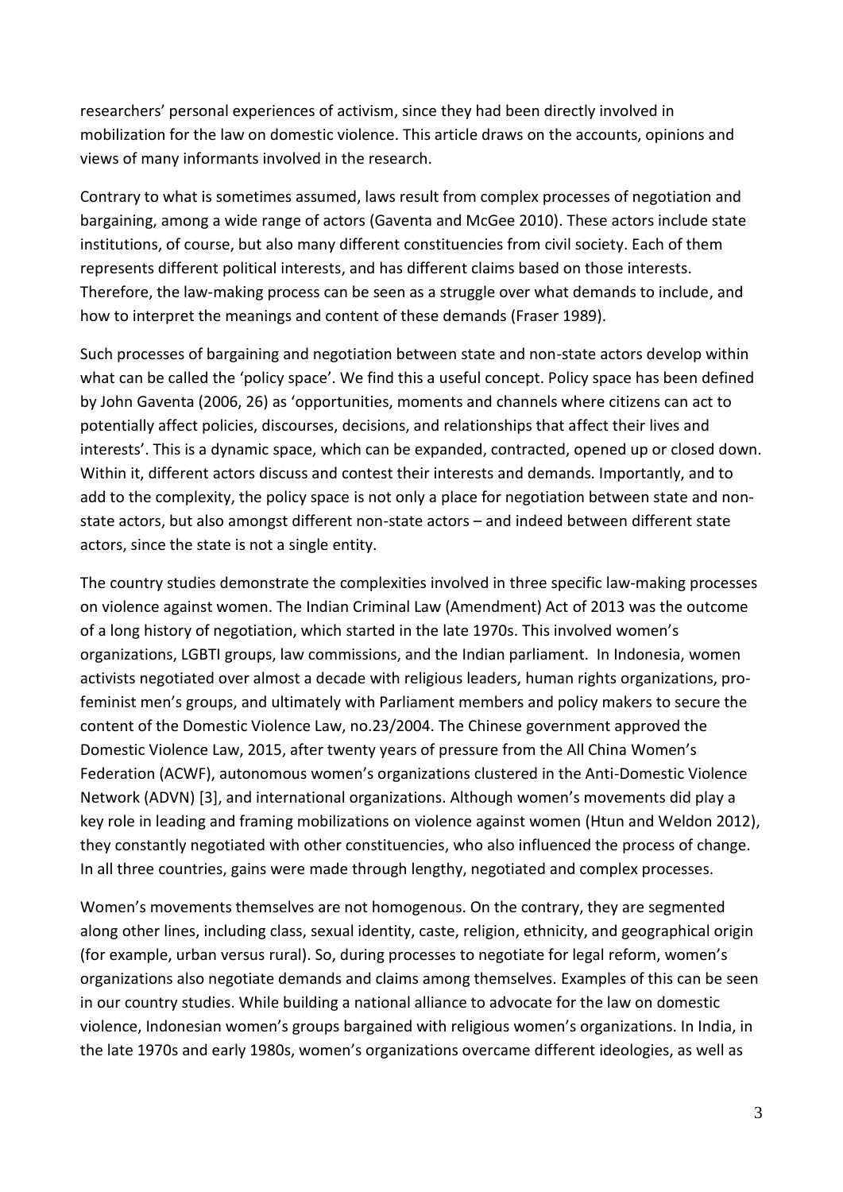researchers' personal experiences of activism, since they had been directly involved in mobilization for the law on domestic violence. This article draws on the accounts, opinions and views of many informants involved in the research.

Contrary to what is sometimes assumed, laws result from complex processes of negotiation and bargaining, among a wide range of actors (Gaventa and McGee 2010). These actors include state institutions, of course, but also many different constituencies from civil society. Each of them represents different political interests, and has different claims based on those interests. Therefore, the law-making process can be seen as a struggle over what demands to include, and how to interpret the meanings and content of these demands (Fraser 1989).

Such processes of bargaining and negotiation between state and non-state actors develop within what can be called the 'policy space'. We find this a useful concept. Policy space has been defined by John Gaventa (2006, 26) as 'opportunities, moments and channels where citizens can act to potentially affect policies, discourses, decisions, and relationships that affect their lives and interests'. This is a dynamic space, which can be expanded, contracted, opened up or closed down. Within it, different actors discuss and contest their interests and demands. Importantly, and to add to the complexity, the policy space is not only a place for negotiation between state and non-state actors, but also amongst different non-state actors – and indeed between different state actors, since the state is not a single entity.

The country studies demonstrate the complexities involved in three specific law-making processes on violence against women. The Indian Criminal Law (Amendment) Act of 2013 was the outcome of a long history of negotiation, which started in the late 1970s. This involved women's organizations, LGBTI groups, law commissions, and the Indian parliament. In Indonesia, women activists negotiated over almost a decade with religious leaders, human rights organizations, pro-feminist men's groups, and ultimately with Parliament members and policy makers to secure the content of the Domestic Violence Law, no.23/2004. The Chinese government approved the Domestic Violence Law, 2015, after twenty years of pressure from the All China Women's Federation (ACWF), autonomous women's organizations clustered in the Anti-Domestic Violence Network (ADVN) [3], and international organizations. Although women's movements did play a key role in leading and framing mobilizations on violence against women (Htun and Weldon 2012), they constantly negotiated with other constituencies, who also influenced the process of change. In all three countries, gains were made through lengthy, negotiated and complex processes.

Women's movements themselves are not homogenous. On the contrary, they are segmented along other lines, including class, sexual identity, caste, religion, ethnicity, and geographical origin (for example, urban versus rural). So, during processes to negotiate for legal reform, women's organizations also negotiate demands and claims among themselves. Examples of this can be seen in our country studies. While building a national alliance to advocate for the law on domestic violence, Indonesian women's groups bargained with religious women's organizations. In India, in the late 1970s and early 1980s, women's organizations overcame different ideologies, as well as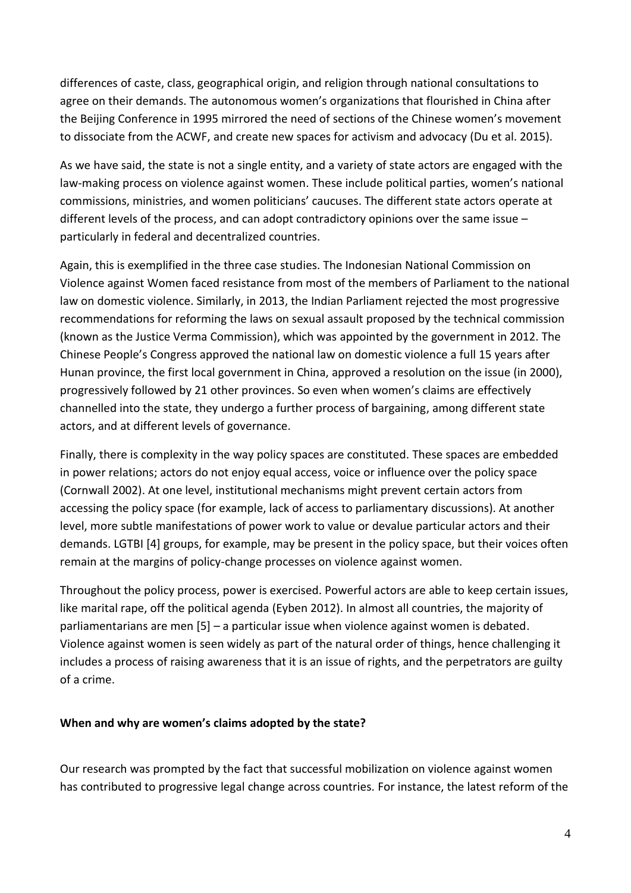differences of caste, class, geographical origin, and religion through national consultations to agree on their demands. The autonomous women's organizations that flourished in China after the Beijing Conference in 1995 mirrored the need of sections of the Chinese women's movement to dissociate from the ACWF, and create new spaces for activism and advocacy (Du et al. 2015).

As we have said, the state is not a single entity, and a variety of state actors are engaged with the law-making process on violence against women. These include political parties, women's national commissions, ministries, and women politicians' caucuses. The different state actors operate at different levels of the process, and can adopt contradictory opinions over the same issue – particularly in federal and decentralized countries.

Again, this is exemplified in the three case studies. The Indonesian National Commission on Violence against Women faced resistance from most of the members of Parliament to the national law on domestic violence. Similarly, in 2013, the Indian Parliament rejected the most progressive recommendations for reforming the laws on sexual assault proposed by the technical commission (known as the Justice Verma Commission), which was appointed by the government in 2012. The Chinese People's Congress approved the national law on domestic violence a full 15 years after Hunan province, the first local government in China, approved a resolution on the issue (in 2000), progressively followed by 21 other provinces. So even when women's claims are effectively channelled into the state, they undergo a further process of bargaining, among different state actors, and at different levels of governance.

Finally, there is complexity in the way policy spaces are constituted. These spaces are embedded in power relations; actors do not enjoy equal access, voice or influence over the policy space (Cornwall 2002). At one level, institutional mechanisms might prevent certain actors from accessing the policy space (for example, lack of access to parliamentary discussions). At another level, more subtle manifestations of power work to value or devalue particular actors and their demands. LGTBI [4] groups, for example, may be present in the policy space, but their voices often remain at the margins of policy-change processes on violence against women.

Throughout the policy process, power is exercised. Powerful actors are able to keep certain issues, like marital rape, off the political agenda (Eyben 2012). In almost all countries, the majority of parliamentarians are men [5] – a particular issue when violence against women is debated. Violence against women is seen widely as part of the natural order of things, hence challenging it includes a process of raising awareness that it is an issue of rights, and the perpetrators are guilty of a crime.

**When and why are women's claims adopted by the state?**

Our research was prompted by the fact that successful mobilization on violence against women has contributed to progressive legal change across countries. For instance, the latest reform of the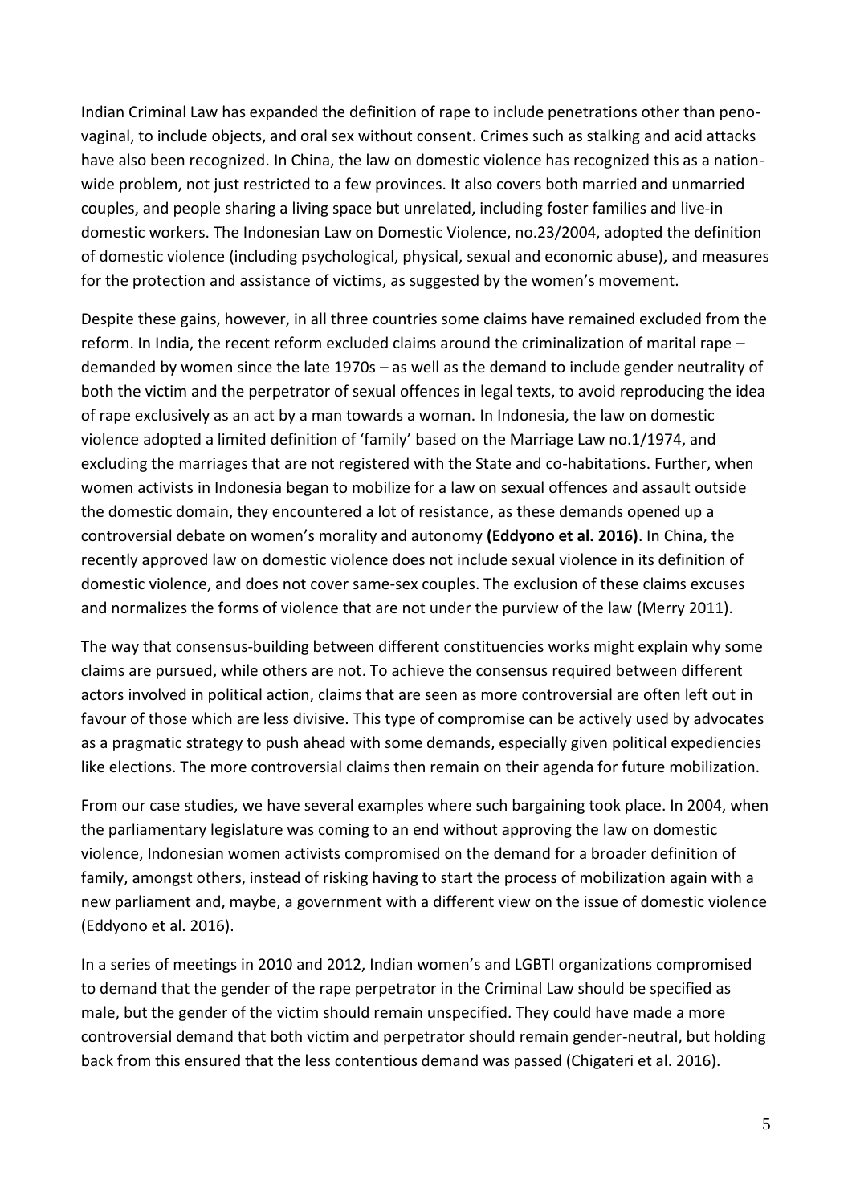Indian Criminal Law has expanded the definition of rape to include penetrations other than peno-vaginal, to include objects, and oral sex without consent. Crimes such as stalking and acid attacks have also been recognized. In China, the law on domestic violence has recognized this as a nation-wide problem, not just restricted to a few provinces. It also covers both married and unmarried couples, and people sharing a living space but unrelated, including foster families and live-in domestic workers. The Indonesian Law on Domestic Violence, no.23/2004, adopted the definition of domestic violence (including psychological, physical, sexual and economic abuse), and measures for the protection and assistance of victims, as suggested by the women's movement.

Despite these gains, however, in all three countries some claims have remained excluded from the reform. In India, the recent reform excluded claims around the criminalization of marital rape – demanded by women since the late 1970s – as well as the demand to include gender neutrality of both the victim and the perpetrator of sexual offences in legal texts, to avoid reproducing the idea of rape exclusively as an act by a man towards a woman. In Indonesia, the law on domestic violence adopted a limited definition of 'family' based on the Marriage Law no.1/1974, and excluding the marriages that are not registered with the State and co-habitations. Further, when women activists in Indonesia began to mobilize for a law on sexual offences and assault outside the domestic domain, they encountered a lot of resistance, as these demands opened up a controversial debate on women's morality and autonomy **(Eddyono et al. 2016)**. In China, the recently approved law on domestic violence does not include sexual violence in its definition of domestic violence, and does not cover same-sex couples. The exclusion of these claims excuses and normalizes the forms of violence that are not under the purview of the law (Merry 2011).

The way that consensus-building between different constituencies works might explain why some claims are pursued, while others are not. To achieve the consensus required between different actors involved in political action, claims that are seen as more controversial are often left out in favour of those which are less divisive. This type of compromise can be actively used by advocates as a pragmatic strategy to push ahead with some demands, especially given political expediencies like elections. The more controversial claims then remain on their agenda for future mobilization.

From our case studies, we have several examples where such bargaining took place. In 2004, when the parliamentary legislature was coming to an end without approving the law on domestic violence, Indonesian women activists compromised on the demand for a broader definition of family, amongst others, instead of risking having to start the process of mobilization again with a new parliament and, maybe, a government with a different view on the issue of domestic violence (Eddyono et al. 2016).

In a series of meetings in 2010 and 2012, Indian women's and LGBTI organizations compromised to demand that the gender of the rape perpetrator in the Criminal Law should be specified as male, but the gender of the victim should remain unspecified. They could have made a more controversial demand that both victim and perpetrator should remain gender-neutral, but holding back from this ensured that the less contentious demand was passed (Chigateri et al. 2016).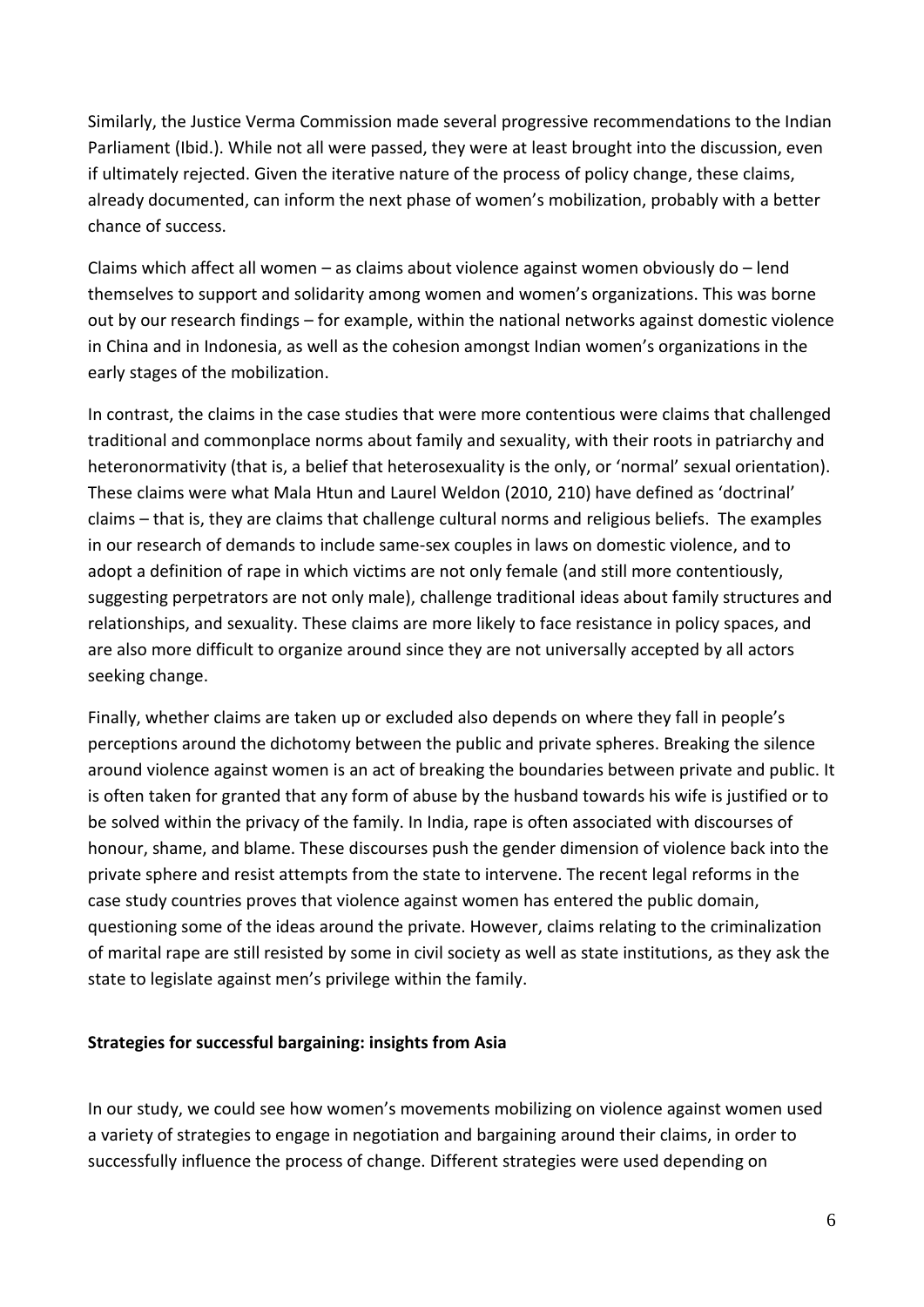Similarly, the Justice Verma Commission made several progressive recommendations to the Indian Parliament (Ibid.). While not all were passed, they were at least brought into the discussion, even if ultimately rejected. Given the iterative nature of the process of policy change, these claims, already documented, can inform the next phase of women's mobilization, probably with a better chance of success.

Claims which affect all women – as claims about violence against women obviously do – lend themselves to support and solidarity among women and women's organizations. This was borne out by our research findings – for example, within the national networks against domestic violence in China and in Indonesia, as well as the cohesion amongst Indian women's organizations in the early stages of the mobilization.

In contrast, the claims in the case studies that were more contentious were claims that challenged traditional and commonplace norms about family and sexuality, with their roots in patriarchy and heteronormativity (that is, a belief that heterosexuality is the only, or 'normal' sexual orientation). These claims were what Mala Htun and Laurel Weldon (2010, 210) have defined as 'doctrinal' claims – that is, they are claims that challenge cultural norms and religious beliefs. The examples in our research of demands to include same-sex couples in laws on domestic violence, and to adopt a definition of rape in which victims are not only female (and still more contentiously, suggesting perpetrators are not only male), challenge traditional ideas about family structures and relationships, and sexuality. These claims are more likely to face resistance in policy spaces, and are also more difficult to organize around since they are not universally accepted by all actors seeking change.

Finally, whether claims are taken up or excluded also depends on where they fall in people's perceptions around the dichotomy between the public and private spheres. Breaking the silence around violence against women is an act of breaking the boundaries between private and public. It is often taken for granted that any form of abuse by the husband towards his wife is justified or to be solved within the privacy of the family. In India, rape is often associated with discourses of honour, shame, and blame. These discourses push the gender dimension of violence back into the private sphere and resist attempts from the state to intervene. The recent legal reforms in the case study countries proves that violence against women has entered the public domain, questioning some of the ideas around the private. However, claims relating to the criminalization of marital rape are still resisted by some in civil society as well as state institutions, as they ask the state to legislate against men's privilege within the family.

**Strategies for successful bargaining: insights from Asia**

In our study, we could see how women's movements mobilizing on violence against women used a variety of strategies to engage in negotiation and bargaining around their claims, in order to successfully influence the process of change. Different strategies were used depending on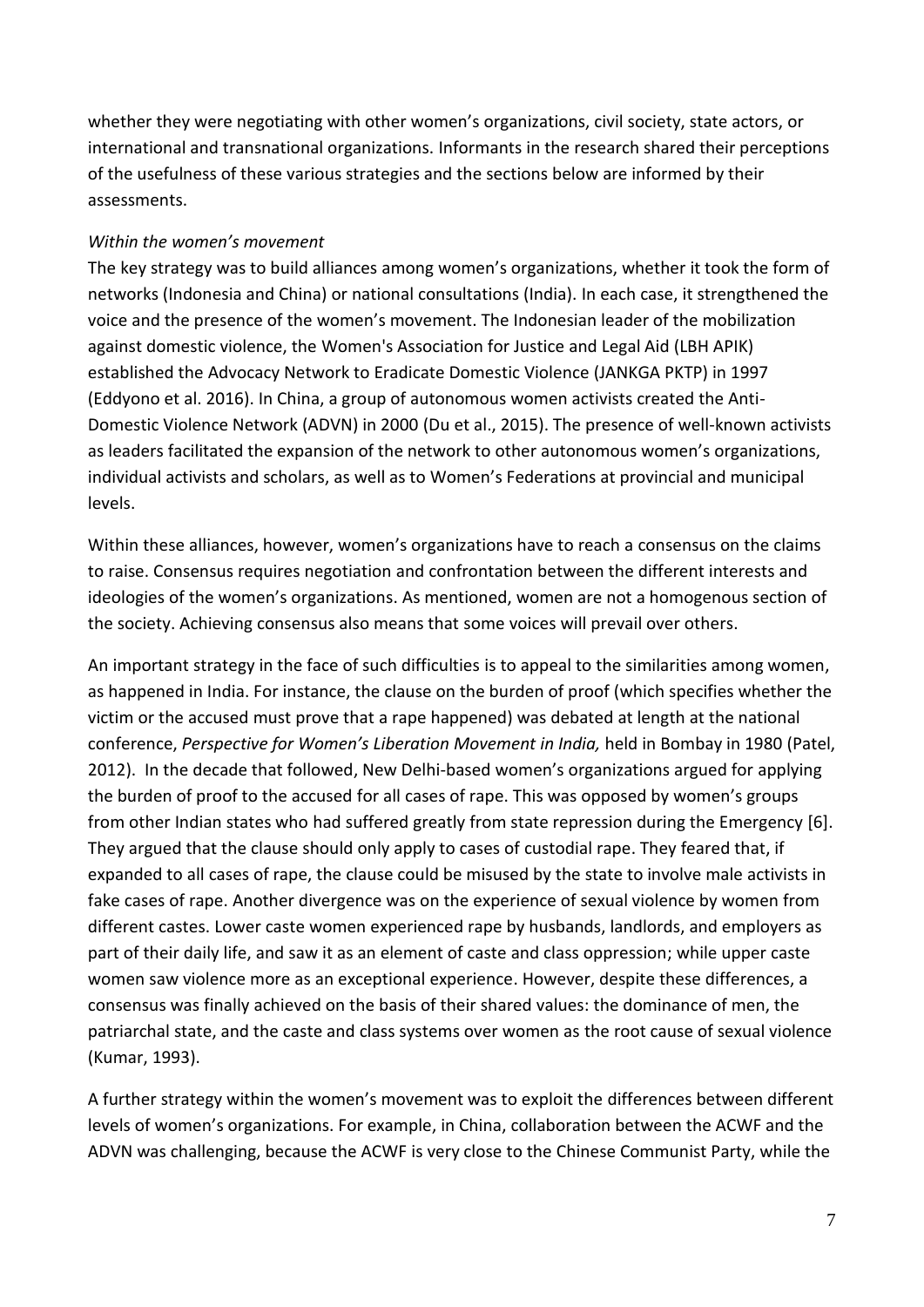whether they were negotiating with other women's organizations, civil society, state actors, or international and transnational organizations. Informants in the research shared their perceptions of the usefulness of these various strategies and the sections below are informed by their assessments.

*Within the women's movement*

The key strategy was to build alliances among women's organizations, whether it took the form of networks (Indonesia and China) or national consultations (India). In each case, it strengthened the voice and the presence of the women's movement. The Indonesian leader of the mobilization against domestic violence, the Women's Association for Justice and Legal Aid (LBH APIK) established the Advocacy Network to Eradicate Domestic Violence (JANKGA PKTP) in 1997 (Eddyono et al. 2016). In China, a group of autonomous women activists created the Anti-Domestic Violence Network (ADVN) in 2000 (Du et al., 2015). The presence of well-known activists as leaders facilitated the expansion of the network to other autonomous women's organizations, individual activists and scholars, as well as to Women's Federations at provincial and municipal levels.

Within these alliances, however, women's organizations have to reach a consensus on the claims to raise. Consensus requires negotiation and confrontation between the different interests and ideologies of the women's organizations. As mentioned, women are not a homogenous section of the society. Achieving consensus also means that some voices will prevail over others.

An important strategy in the face of such difficulties is to appeal to the similarities among women, as happened in India. For instance, the clause on the burden of proof (which specifies whether the victim or the accused must prove that a rape happened) was debated at length at the national conference, *Perspective for Women's Liberation Movement in India,* held in Bombay in 1980 (Patel, 2012). In the decade that followed, New Delhi-based women's organizations argued for applying the burden of proof to the accused for all cases of rape. This was opposed by women's groups from other Indian states who had suffered greatly from state repression during the Emergency [6]. They argued that the clause should only apply to cases of custodial rape. They feared that, if expanded to all cases of rape, the clause could be misused by the state to involve male activists in fake cases of rape. Another divergence was on the experience of sexual violence by women from different castes. Lower caste women experienced rape by husbands, landlords, and employers as part of their daily life, and saw it as an element of caste and class oppression; while upper caste women saw violence more as an exceptional experience. However, despite these differences, a consensus was finally achieved on the basis of their shared values: the dominance of men, the patriarchal state, and the caste and class systems over women as the root cause of sexual violence (Kumar, 1993).

A further strategy within the women's movement was to exploit the differences between different levels of women's organizations. For example, in China, collaboration between the ACWF and the ADVN was challenging, because the ACWF is very close to the Chinese Communist Party, while the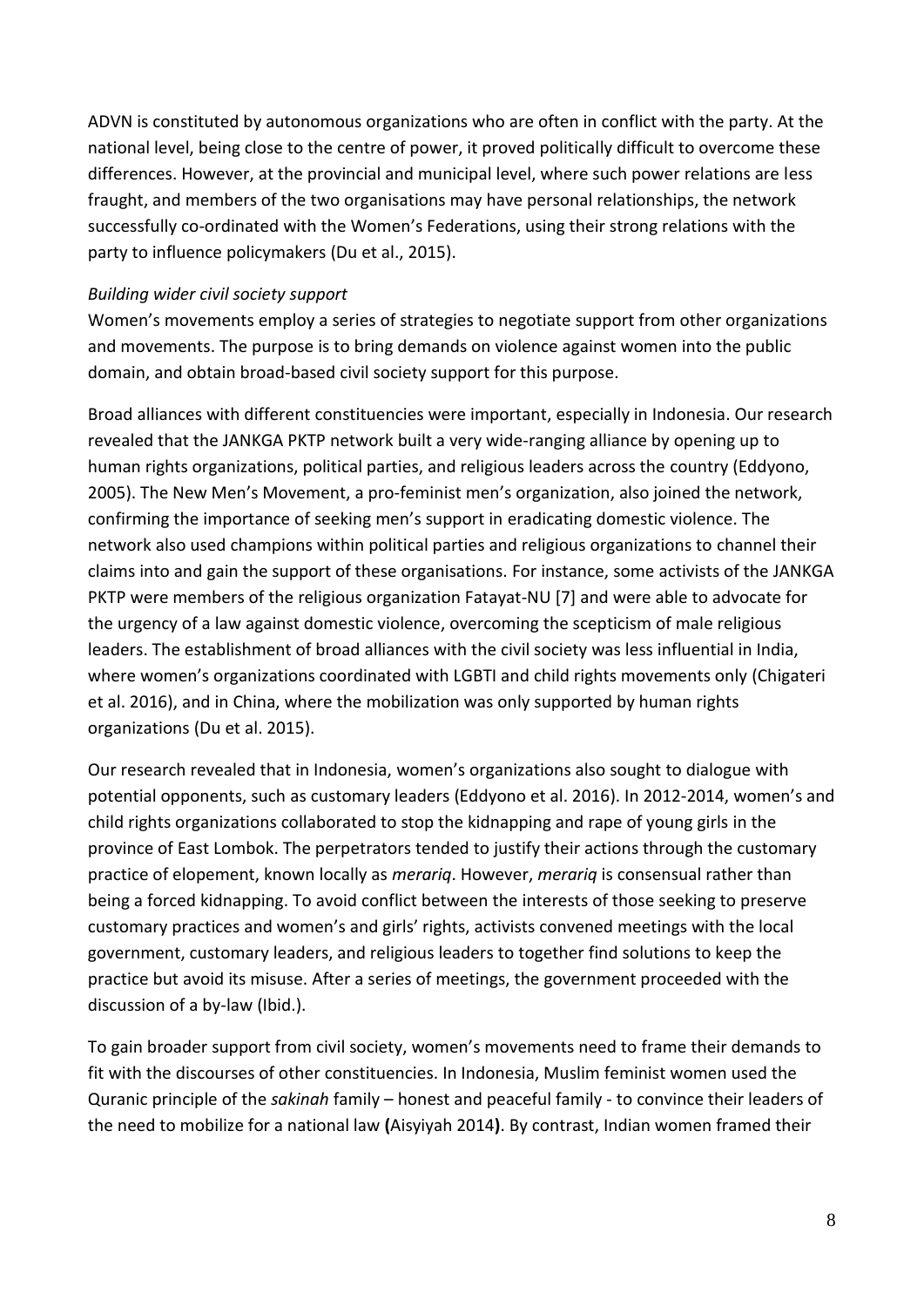ADVN is constituted by autonomous organizations who are often in conflict with the party. At the national level, being close to the centre of power, it proved politically difficult to overcome these differences. However, at the provincial and municipal level, where such power relations are less fraught, and members of the two organisations may have personal relationships, the network successfully co-ordinated with the Women's Federations, using their strong relations with the party to influence policymakers (Du et al., 2015).

*Building wider civil society support*

Women's movements employ a series of strategies to negotiate support from other organizations and movements. The purpose is to bring demands on violence against women into the public domain, and obtain broad-based civil society support for this purpose.

Broad alliances with different constituencies were important, especially in Indonesia. Our research revealed that the JANKGA PKTP network built a very wide-ranging alliance by opening up to human rights organizations, political parties, and religious leaders across the country (Eddyono, 2005). The New Men's Movement, a pro-feminist men's organization, also joined the network, confirming the importance of seeking men's support in eradicating domestic violence. The network also used champions within political parties and religious organizations to channel their claims into and gain the support of these organisations. For instance, some activists of the JANKGA PKTP were members of the religious organization Fatayat-NU [7] and were able to advocate for the urgency of a law against domestic violence, overcoming the scepticism of male religious leaders. The establishment of broad alliances with the civil society was less influential in India, where women's organizations coordinated with LGBTI and child rights movements only (Chigateri et al. 2016), and in China, where the mobilization was only supported by human rights organizations (Du et al. 2015).

Our research revealed that in Indonesia, women's organizations also sought to dialogue with potential opponents, such as customary leaders (Eddyono et al. 2016). In 2012-2014, women's and child rights organizations collaborated to stop the kidnapping and rape of young girls in the province of East Lombok. The perpetrators tended to justify their actions through the customary practice of elopement, known locally as *merariq*. However, *merariq* is consensual rather than being a forced kidnapping. To avoid conflict between the interests of those seeking to preserve customary practices and women's and girls' rights, activists convened meetings with the local government, customary leaders, and religious leaders to together find solutions to keep the practice but avoid its misuse. After a series of meetings, the government proceeded with the discussion of a by-law (Ibid.).

To gain broader support from civil society, women's movements need to frame their demands to fit with the discourses of other constituencies. In Indonesia, Muslim feminist women used the Quranic principle of the *sakinah* family – honest and peaceful family - to convince their leaders of the need to mobilize for a national law **(**Aisyiyah 2014**)**. By contrast, Indian women framed their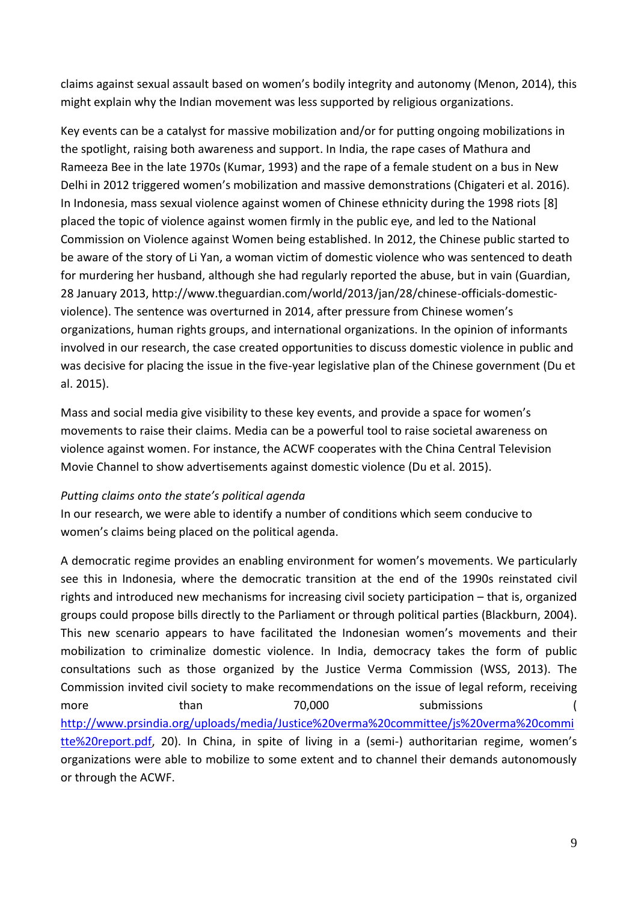claims against sexual assault based on women's bodily integrity and autonomy (Menon, 2014), this might explain why the Indian movement was less supported by religious organizations.

Key events can be a catalyst for massive mobilization and/or for putting ongoing mobilizations in the spotlight, raising both awareness and support. In India, the rape cases of Mathura and Rameeza Bee in the late 1970s (Kumar, 1993) and the rape of a female student on a bus in New Delhi in 2012 triggered women's mobilization and massive demonstrations (Chigateri et al. 2016). In Indonesia, mass sexual violence against women of Chinese ethnicity during the 1998 riots [8] placed the topic of violence against women firmly in the public eye, and led to the National Commission on Violence against Women being established. In 2012, the Chinese public started to be aware of the story of Li Yan, a woman victim of domestic violence who was sentenced to death for murdering her husband, although she had regularly reported the abuse, but in vain (Guardian, 28 January 2013, http://www.theguardian.com/world/2013/jan/28/chinese-officials-domestic-violence). The sentence was overturned in 2014, after pressure from Chinese women's organizations, human rights groups, and international organizations. In the opinion of informants involved in our research, the case created opportunities to discuss domestic violence in public and was decisive for placing the issue in the five-year legislative plan of the Chinese government (Du et al. 2015).

Mass and social media give visibility to these key events, and provide a space for women's movements to raise their claims. Media can be a powerful tool to raise societal awareness on violence against women. For instance, the ACWF cooperates with the China Central Television Movie Channel to show advertisements against domestic violence (Du et al. 2015).

*Putting claims onto the state's political agenda*

In our research, we were able to identify a number of conditions which seem conducive to women's claims being placed on the political agenda.

A democratic regime provides an enabling environment for women's movements. We particularly see this in Indonesia, where the democratic transition at the end of the 1990s reinstated civil rights and introduced new mechanisms for increasing civil society participation – that is, organized groups could propose bills directly to the Parliament or through political parties (Blackburn, 2004). This new scenario appears to have facilitated the Indonesian women's movements and their mobilization to criminalize domestic violence. In India, democracy takes the form of public consultations such as those organized by the Justice Verma Commission (WSS, 2013). The Commission invited civil society to make recommendations on the issue of legal reform, receiving more than 70,000 submissions (http://www.prsindia.org/uploads/media/Justice%20verma%20committee/js%20verma%20committe%20report.pdf, 20). In China, in spite of living in a (semi-) authoritarian regime, women's organizations were able to mobilize to some extent and to channel their demands autonomously or through the ACWF.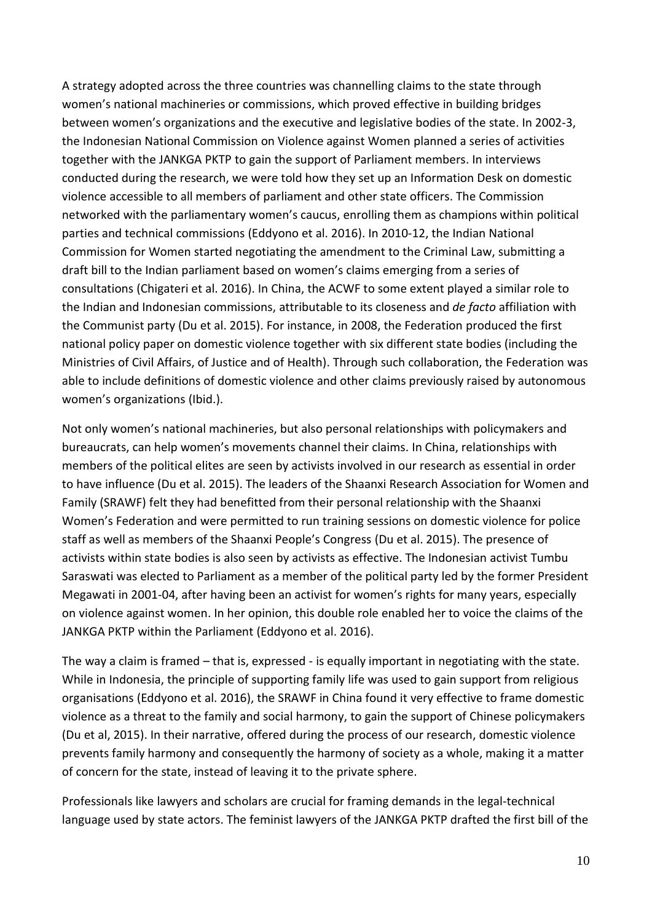A strategy adopted across the three countries was channelling claims to the state through women's national machineries or commissions, which proved effective in building bridges between women's organizations and the executive and legislative bodies of the state. In 2002-3, the Indonesian National Commission on Violence against Women planned a series of activities together with the JANKGA PKTP to gain the support of Parliament members. In interviews conducted during the research, we were told how they set up an Information Desk on domestic violence accessible to all members of parliament and other state officers. The Commission networked with the parliamentary women's caucus, enrolling them as champions within political parties and technical commissions (Eddyono et al. 2016). In 2010-12, the Indian National Commission for Women started negotiating the amendment to the Criminal Law, submitting a draft bill to the Indian parliament based on women's claims emerging from a series of consultations (Chigateri et al. 2016). In China, the ACWF to some extent played a similar role to the Indian and Indonesian commissions, attributable to its closeness and *de facto* affiliation with the Communist party (Du et al. 2015). For instance, in 2008, the Federation produced the first national policy paper on domestic violence together with six different state bodies (including the Ministries of Civil Affairs, of Justice and of Health). Through such collaboration, the Federation was able to include definitions of domestic violence and other claims previously raised by autonomous women's organizations (Ibid.).

Not only women's national machineries, but also personal relationships with policymakers and bureaucrats, can help women's movements channel their claims. In China, relationships with members of the political elites are seen by activists involved in our research as essential in order to have influence (Du et al. 2015). The leaders of the Shaanxi Research Association for Women and Family (SRAWF) felt they had benefitted from their personal relationship with the Shaanxi Women's Federation and were permitted to run training sessions on domestic violence for police staff as well as members of the Shaanxi People's Congress (Du et al. 2015). The presence of activists within state bodies is also seen by activists as effective. The Indonesian activist Tumbu Saraswati was elected to Parliament as a member of the political party led by the former President Megawati in 2001-04, after having been an activist for women's rights for many years, especially on violence against women. In her opinion, this double role enabled her to voice the claims of the JANKGA PKTP within the Parliament (Eddyono et al. 2016).

The way a claim is framed – that is, expressed - is equally important in negotiating with the state. While in Indonesia, the principle of supporting family life was used to gain support from religious organisations (Eddyono et al. 2016), the SRAWF in China found it very effective to frame domestic violence as a threat to the family and social harmony, to gain the support of Chinese policymakers (Du et al, 2015). In their narrative, offered during the process of our research, domestic violence prevents family harmony and consequently the harmony of society as a whole, making it a matter of concern for the state, instead of leaving it to the private sphere.

Professionals like lawyers and scholars are crucial for framing demands in the legal-technical language used by state actors. The feminist lawyers of the JANKGA PKTP drafted the first bill of the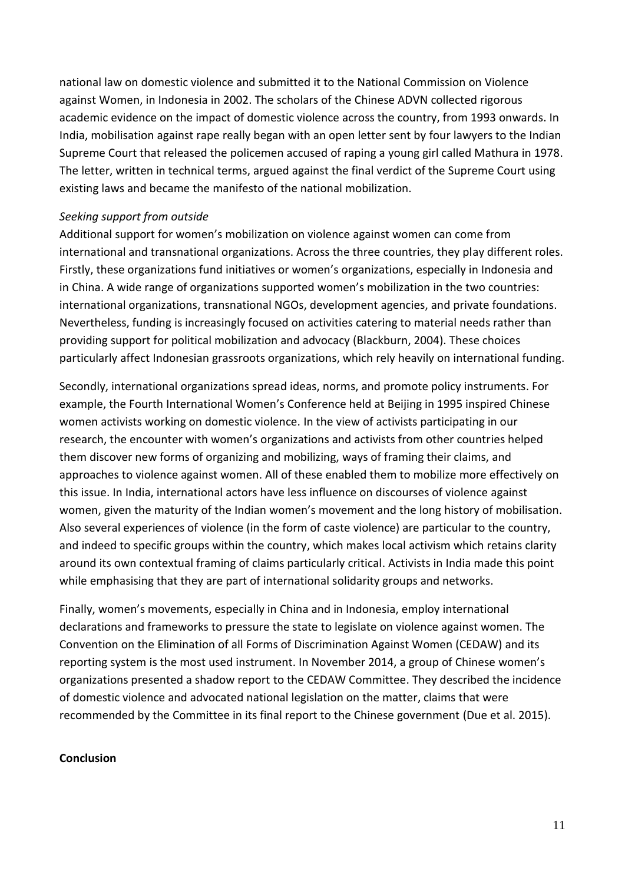national law on domestic violence and submitted it to the National Commission on Violence against Women, in Indonesia in 2002. The scholars of the Chinese ADVN collected rigorous academic evidence on the impact of domestic violence across the country, from 1993 onwards. In India, mobilisation against rape really began with an open letter sent by four lawyers to the Indian Supreme Court that released the policemen accused of raping a young girl called Mathura in 1978. The letter, written in technical terms, argued against the final verdict of the Supreme Court using existing laws and became the manifesto of the national mobilization.

*Seeking support from outside*

Additional support for women's mobilization on violence against women can come from international and transnational organizations. Across the three countries, they play different roles. Firstly, these organizations fund initiatives or women's organizations, especially in Indonesia and in China. A wide range of organizations supported women's mobilization in the two countries: international organizations, transnational NGOs, development agencies, and private foundations. Nevertheless, funding is increasingly focused on activities catering to material needs rather than providing support for political mobilization and advocacy (Blackburn, 2004). These choices particularly affect Indonesian grassroots organizations, which rely heavily on international funding.

Secondly, international organizations spread ideas, norms, and promote policy instruments. For example, the Fourth International Women's Conference held at Beijing in 1995 inspired Chinese women activists working on domestic violence. In the view of activists participating in our research, the encounter with women's organizations and activists from other countries helped them discover new forms of organizing and mobilizing, ways of framing their claims, and approaches to violence against women. All of these enabled them to mobilize more effectively on this issue. In India, international actors have less influence on discourses of violence against women, given the maturity of the Indian women's movement and the long history of mobilisation. Also several experiences of violence (in the form of caste violence) are particular to the country, and indeed to specific groups within the country, which makes local activism which retains clarity around its own contextual framing of claims particularly critical. Activists in India made this point while emphasising that they are part of international solidarity groups and networks.

Finally, women's movements, especially in China and in Indonesia, employ international declarations and frameworks to pressure the state to legislate on violence against women. The Convention on the Elimination of all Forms of Discrimination Against Women (CEDAW) and its reporting system is the most used instrument. In November 2014, a group of Chinese women's organizations presented a shadow report to the CEDAW Committee. They described the incidence of domestic violence and advocated national legislation on the matter, claims that were recommended by the Committee in its final report to the Chinese government (Due et al. 2015).

## Conclusion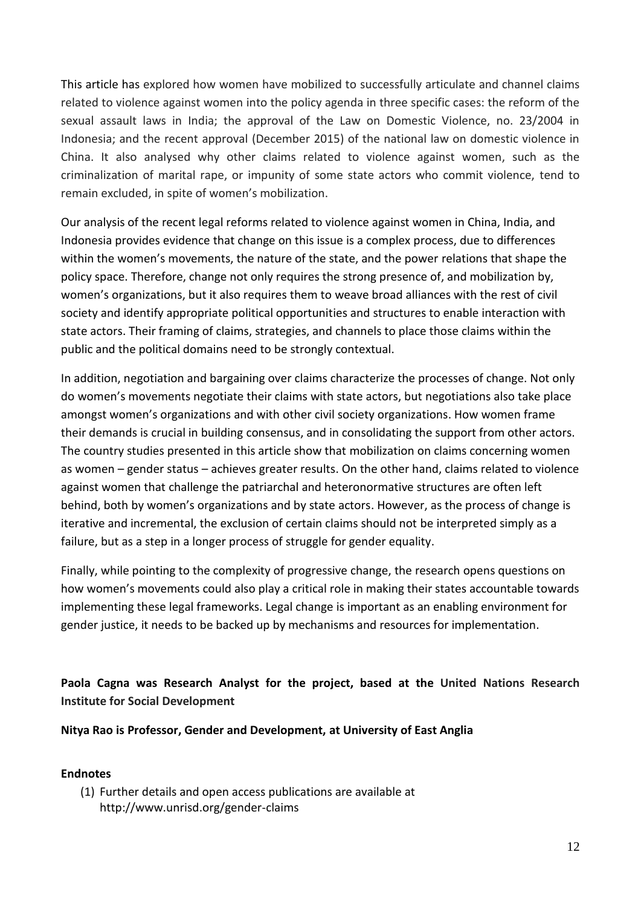This article has explored how women have mobilized to successfully articulate and channel claims related to violence against women into the policy agenda in three specific cases: the reform of the sexual assault laws in India; the approval of the Law on Domestic Violence, no. 23/2004 in Indonesia; and the recent approval (December 2015) of the national law on domestic violence in China. It also analysed why other claims related to violence against women, such as the criminalization of marital rape, or impunity of some state actors who commit violence, tend to remain excluded, in spite of women's mobilization.

Our analysis of the recent legal reforms related to violence against women in China, India, and Indonesia provides evidence that change on this issue is a complex process, due to differences within the women's movements, the nature of the state, and the power relations that shape the policy space. Therefore, change not only requires the strong presence of, and mobilization by, women's organizations, but it also requires them to weave broad alliances with the rest of civil society and identify appropriate political opportunities and structures to enable interaction with state actors. Their framing of claims, strategies, and channels to place those claims within the public and the political domains need to be strongly contextual.

In addition, negotiation and bargaining over claims characterize the processes of change. Not only do women's movements negotiate their claims with state actors, but negotiations also take place amongst women's organizations and with other civil society organizations. How women frame their demands is crucial in building consensus, and in consolidating the support from other actors. The country studies presented in this article show that mobilization on claims concerning women as women – gender status – achieves greater results. On the other hand, claims related to violence against women that challenge the patriarchal and heteronormative structures are often left behind, both by women's organizations and by state actors. However, as the process of change is iterative and incremental, the exclusion of certain claims should not be interpreted simply as a failure, but as a step in a longer process of struggle for gender equality.

Finally, while pointing to the complexity of progressive change, the research opens questions on how women's movements could also play a critical role in making their states accountable towards implementing these legal frameworks. Legal change is important as an enabling environment for gender justice, it needs to be backed up by mechanisms and resources for implementation.

**Paola Cagna was Research Analyst for the project, based at the United Nations Research Institute for Social Development**

**Nitya Rao is Professor, Gender and Development, at University of East Anglia**

**Endnotes**

(1) Further details and open access publications are available at http://www.unrisd.org/gender-claims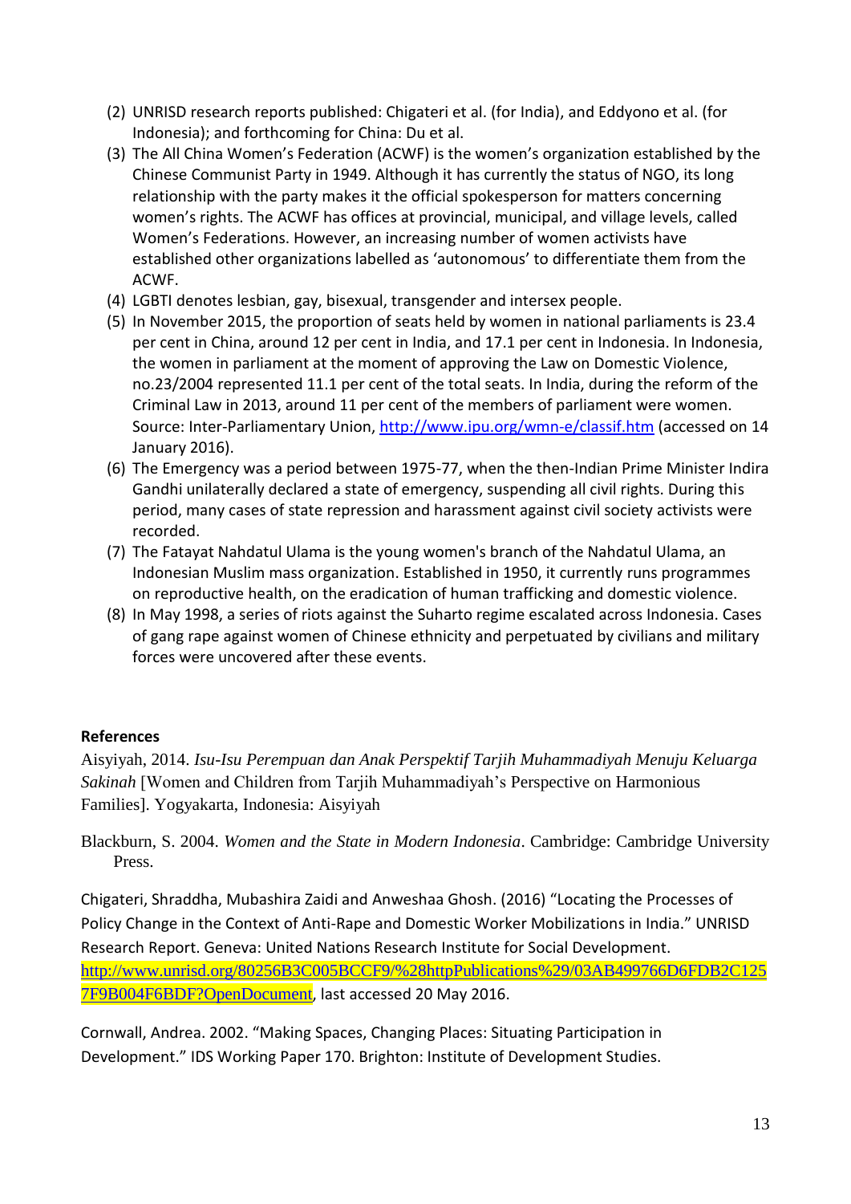(2) UNRISD research reports published: Chigateri et al. (for India), and Eddyono et al. (for Indonesia); and forthcoming for China: Du et al.
(3) The All China Women's Federation (ACWF) is the women's organization established by the Chinese Communist Party in 1949. Although it has currently the status of NGO, its long relationship with the party makes it the official spokesperson for matters concerning women's rights. The ACWF has offices at provincial, municipal, and village levels, called Women's Federations. However, an increasing number of women activists have established other organizations labelled as 'autonomous' to differentiate them from the ACWF.
(4) LGBTI denotes lesbian, gay, bisexual, transgender and intersex people.
(5) In November 2015, the proportion of seats held by women in national parliaments is 23.4 per cent in China, around 12 per cent in India, and 17.1 per cent in Indonesia. In Indonesia, the women in parliament at the moment of approving the Law on Domestic Violence, no.23/2004 represented 11.1 per cent of the total seats. In India, during the reform of the Criminal Law in 2013, around 11 per cent of the members of parliament were women. Source: Inter-Parliamentary Union, http://www.ipu.org/wmn-e/classif.htm (accessed on 14 January 2016).
(6) The Emergency was a period between 1975-77, when the then-Indian Prime Minister Indira Gandhi unilaterally declared a state of emergency, suspending all civil rights. During this period, many cases of state repression and harassment against civil society activists were recorded.
(7) The Fatayat Nahdatul Ulama is the young women's branch of the Nahdatul Ulama, an Indonesian Muslim mass organization. Established in 1950, it currently runs programmes on reproductive health, on the eradication of human trafficking and domestic violence.
(8) In May 1998, a series of riots against the Suharto regime escalated across Indonesia. Cases of gang rape against women of Chinese ethnicity and perpetuated by civilians and military forces were uncovered after these events.

**References**

Aisyiyah, 2014. *Isu-Isu Perempuan dan Anak Perspektif Tarjih Muhammadiyah Menuju Keluarga Sakinah* [Women and Children from Tarjih Muhammadiyah's Perspective on Harmonious Families]. Yogyakarta, Indonesia: Aisyiyah

Blackburn, S. 2004. *Women and the State in Modern Indonesia*. Cambridge: Cambridge University Press.

Chigateri, Shraddha, Mubashira Zaidi and Anweshaa Ghosh. (2016) "Locating the Processes of Policy Change in the Context of Anti-Rape and Domestic Worker Mobilizations in India." UNRISD Research Report. Geneva: United Nations Research Institute for Social Development. http://www.unrisd.org/80256B3C005BCCF9/%28httpPublications%29/03AB499766D6FDB2C1257F9B004F6BDF?OpenDocument, last accessed 20 May 2016.

Cornwall, Andrea. 2002. "Making Spaces, Changing Places: Situating Participation in Development." IDS Working Paper 170. Brighton: Institute of Development Studies.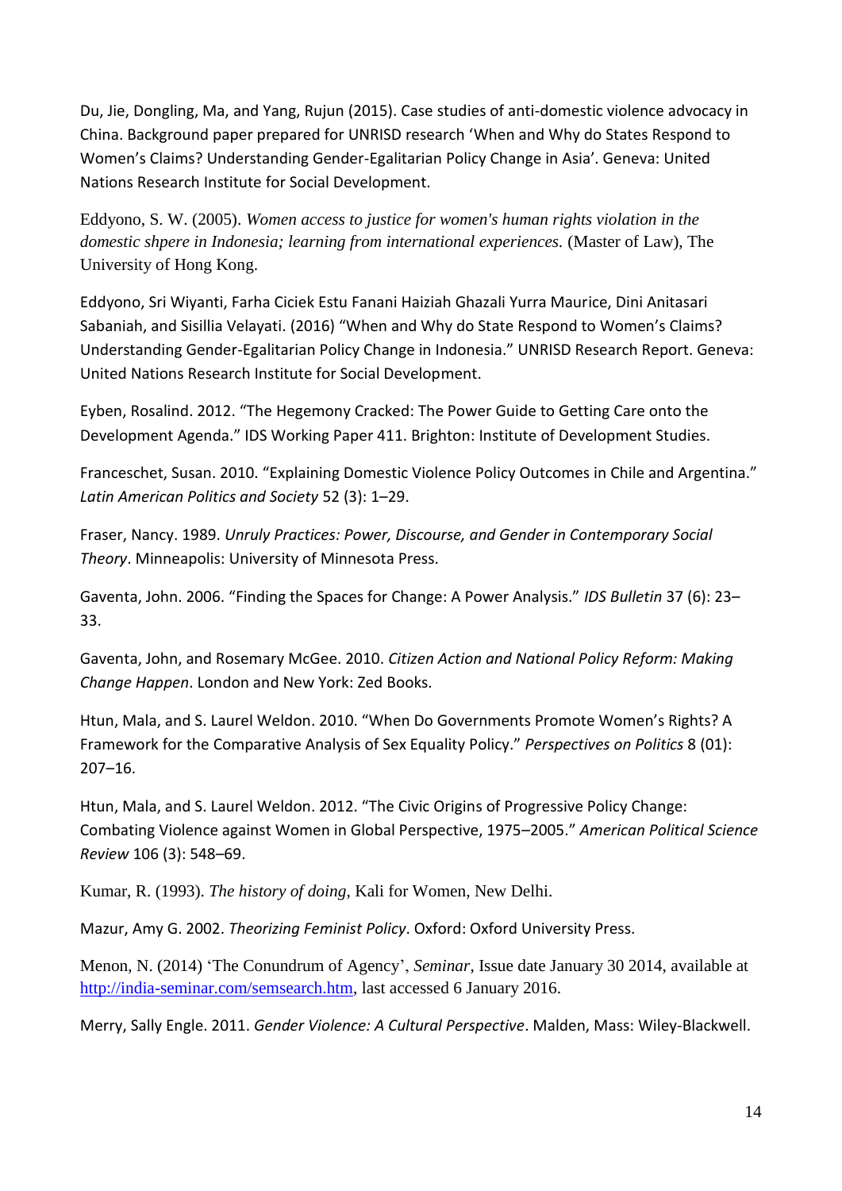Du, Jie, Dongling, Ma, and Yang, Rujun (2015). Case studies of anti-domestic violence advocacy in China. Background paper prepared for UNRISD research 'When and Why do States Respond to Women's Claims? Understanding Gender-Egalitarian Policy Change in Asia'. Geneva: United Nations Research Institute for Social Development.

Eddyono, S. W. (2005). *Women access to justice for women's human rights violation in the domestic shpere in Indonesia; learning from international experiences.* (Master of Law), The University of Hong Kong.

Eddyono, Sri Wiyanti, Farha Ciciek Estu Fanani Haiziah Ghazali Yurra Maurice, Dini Anitasari Sabaniah, and Sisillia Velayati. (2016) "When and Why do State Respond to Women's Claims? Understanding Gender-Egalitarian Policy Change in Indonesia." UNRISD Research Report. Geneva: United Nations Research Institute for Social Development.

Eyben, Rosalind. 2012. "The Hegemony Cracked: The Power Guide to Getting Care onto the Development Agenda." IDS Working Paper 411. Brighton: Institute of Development Studies.

Franceschet, Susan. 2010. "Explaining Domestic Violence Policy Outcomes in Chile and Argentina." *Latin American Politics and Society* 52 (3): 1–29.

Fraser, Nancy. 1989. *Unruly Practices: Power, Discourse, and Gender in Contemporary Social Theory*. Minneapolis: University of Minnesota Press.

Gaventa, John. 2006. "Finding the Spaces for Change: A Power Analysis." *IDS Bulletin* 37 (6): 23–33.

Gaventa, John, and Rosemary McGee. 2010. *Citizen Action and National Policy Reform: Making Change Happen*. London and New York: Zed Books.

Htun, Mala, and S. Laurel Weldon. 2010. "When Do Governments Promote Women's Rights? A Framework for the Comparative Analysis of Sex Equality Policy." *Perspectives on Politics* 8 (01): 207–16.

Htun, Mala, and S. Laurel Weldon. 2012. "The Civic Origins of Progressive Policy Change: Combating Violence against Women in Global Perspective, 1975–2005." *American Political Science Review* 106 (3): 548–69.

Kumar, R. (1993). *The history of doing*, Kali for Women, New Delhi.

Mazur, Amy G. 2002. *Theorizing Feminist Policy*. Oxford: Oxford University Press.

Menon, N. (2014) 'The Conundrum of Agency', *Seminar*, Issue date January 30 2014, available at http://india-seminar.com/semsearch.htm, last accessed 6 January 2016.

Merry, Sally Engle. 2011. *Gender Violence: A Cultural Perspective*. Malden, Mass: Wiley-Blackwell.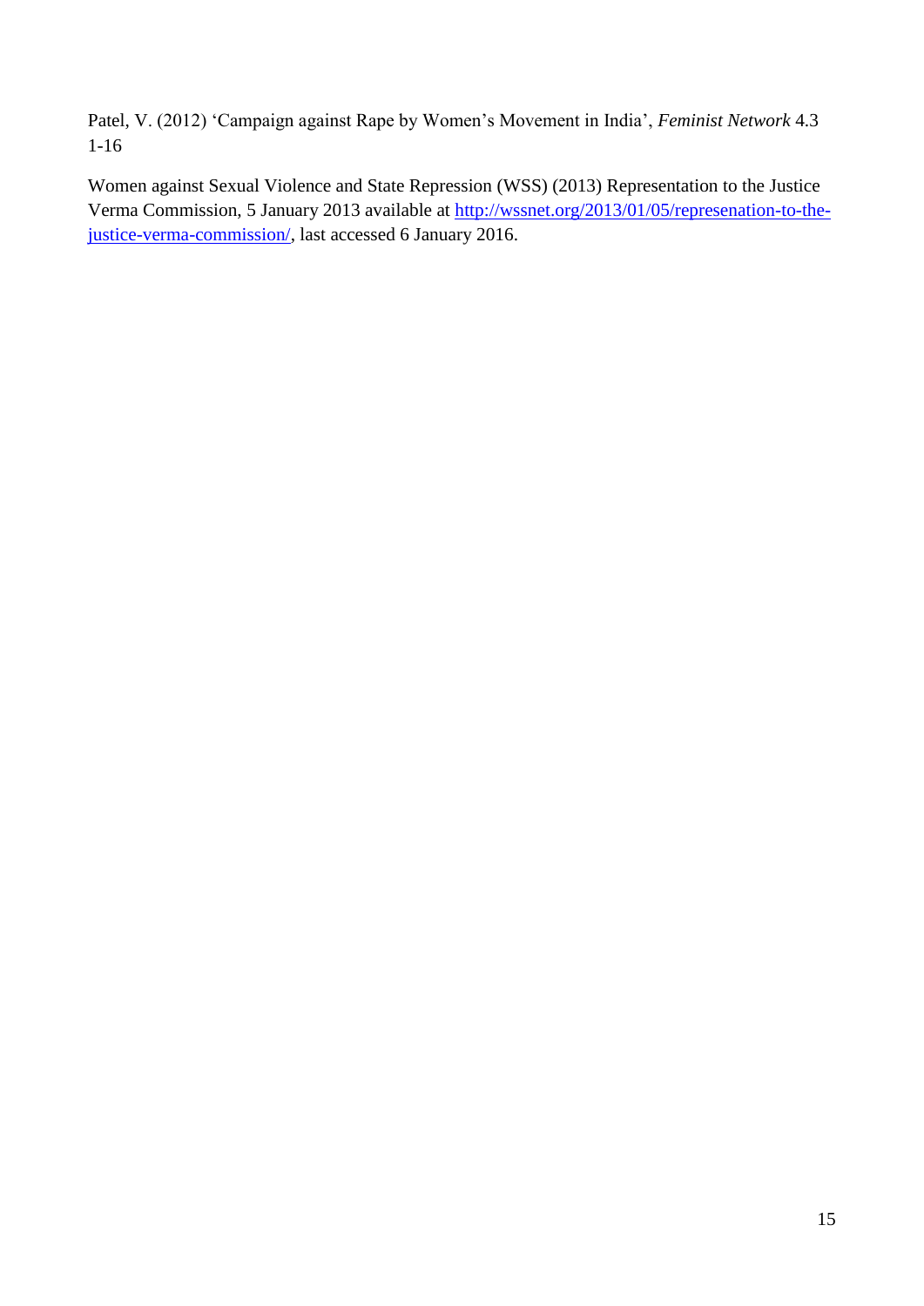Patel, V. (2012) 'Campaign against Rape by Women's Movement in India', *Feminist Network* 4.3 1-16

Women against Sexual Violence and State Repression (WSS) (2013) Representation to the Justice Verma Commission, 5 January 2013 available at [http://wssnet.org/2013/01/05/represenation-to-the-justice-verma-commission/](http://wssnet.org/2013/01/05/represenation-to-the-justice-verma-commission/), last accessed 6 January 2016.